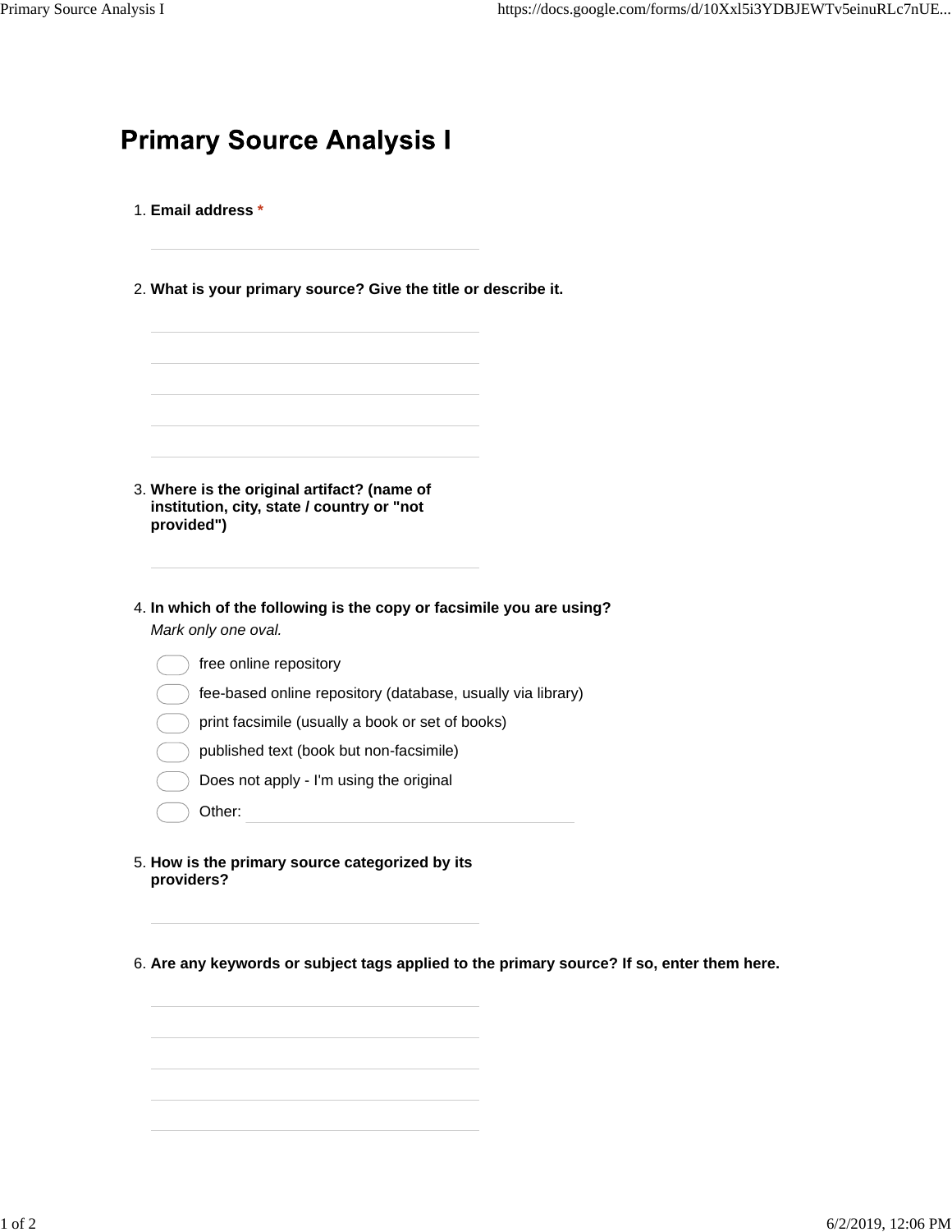# Primary Source Analysis I

1. **Email address \***

2. **What is your primary source? Give the title or describe it.**

3. **Where is the original artifact? (name of institution, city, state / country or "not provided")**

4. **In which of the following is the copy or facsimile you are using?**
   *Mark only one oval.*

   - free online repository
   - fee-based online repository (database, usually via library)
   - print facsimile (usually a book or set of books)
   - published text (book but non-facsimile)
   - Does not apply - I'm using the original
   - Other:

5. **How is the primary source categorized by its providers?**

6. **Are any keywords or subject tags applied to the primary source? If so, enter them here.**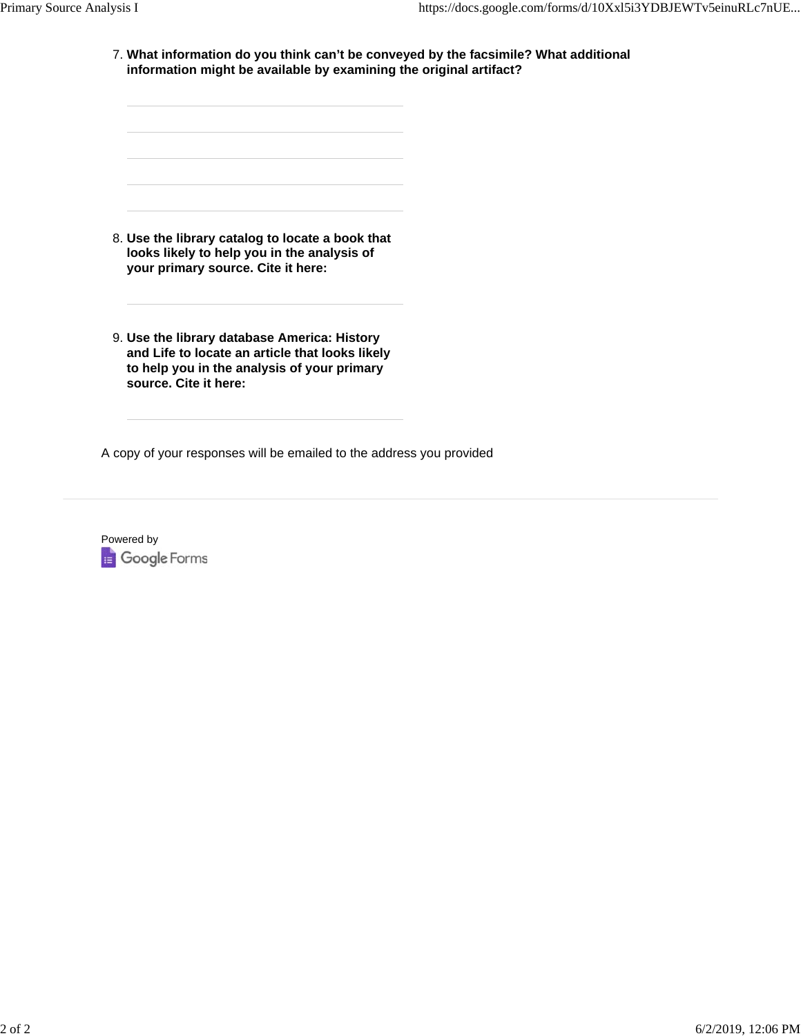7. **What information do you think can't be conveyed by the facsimile? What additional information might be available by examining the original artifact?**

8. **Use the library catalog to locate a book that looks likely to help you in the analysis of your primary source. Cite it here:**

9. **Use the library database America: History and Life to locate an article that looks likely to help you in the analysis of your primary source. Cite it here:**

A copy of your responses will be emailed to the address you provided

Powered by Google Forms